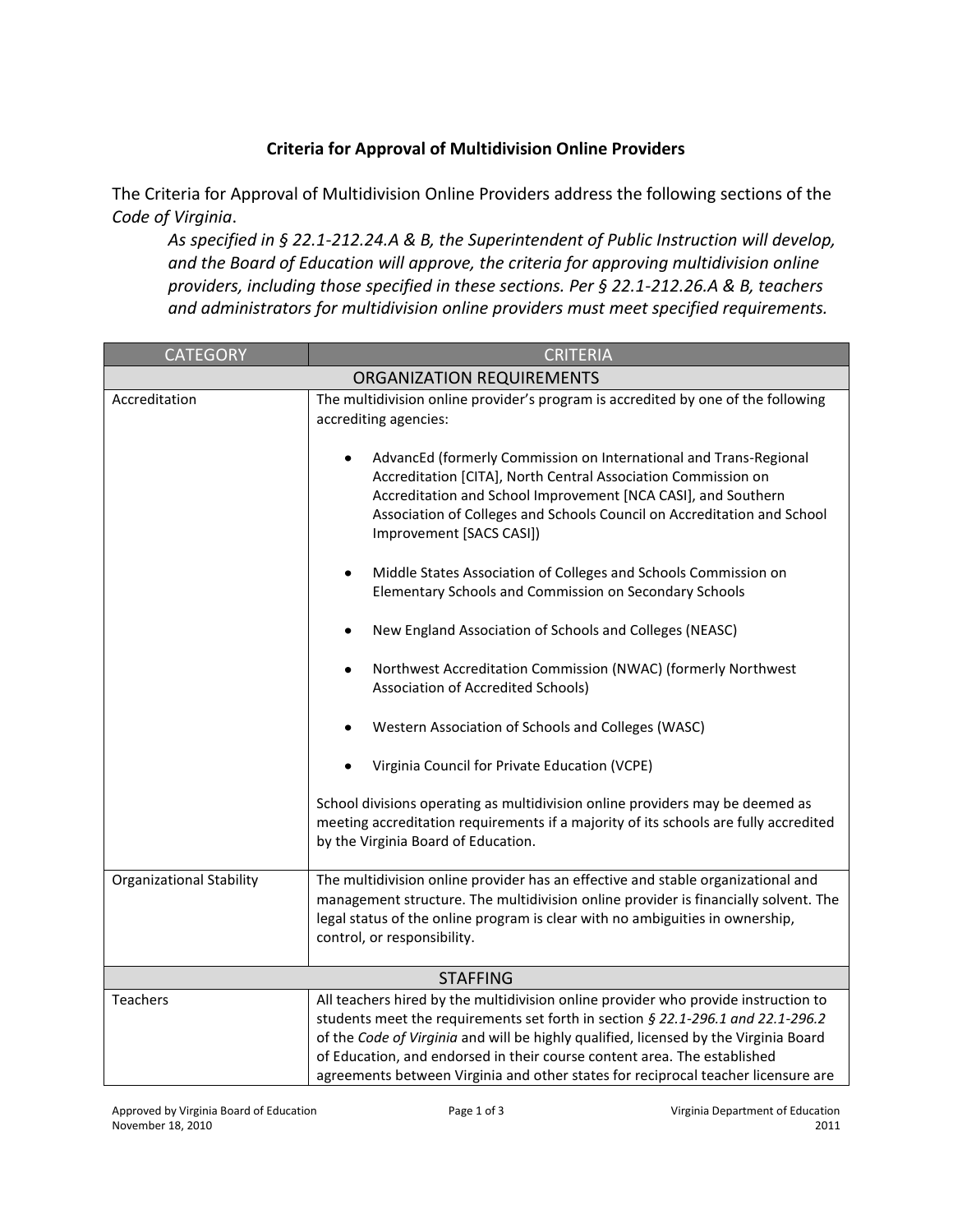# Criteria for Approval of Multidivision Online Providers

The Criteria for Approval of Multidivision Online Providers address the following sections of the *Code of Virginia*.

> *As specified in § 22.1-212.24.A & B, the Superintendent of Public Instruction will develop, and the Board of Education will approve, the criteria for approving multidivision online providers, including those specified in these sections. Per § 22.1-212.26.A & B, teachers and administrators for multidivision online providers must meet specified requirements.*

| CATEGORY | CRITERIA |
| --- | --- |
| **ORGANIZATION REQUIREMENTS** | |
| Accreditation | The multidivision online provider's program is accredited by one of the following accrediting agencies:<br><br>• AdvancEd (formerly Commission on International and Trans-Regional Accreditation [CITA], North Central Association Commission on Accreditation and School Improvement [NCA CASI], and Southern Association of Colleges and Schools Council on Accreditation and School Improvement [SACS CASI])<br>• Middle States Association of Colleges and Schools Commission on Elementary Schools and Commission on Secondary Schools<br>• New England Association of Schools and Colleges (NEASC)<br>• Northwest Accreditation Commission (NWAC) (formerly Northwest Association of Accredited Schools)<br>• Western Association of Schools and Colleges (WASC)<br>• Virginia Council for Private Education (VCPE)<br><br>School divisions operating as multidivision online providers may be deemed as meeting accreditation requirements if a majority of its schools are fully accredited by the Virginia Board of Education. |
| Organizational Stability | The multidivision online provider has an effective and stable organizational and management structure. The multidivision online provider is financially solvent. The legal status of the online program is clear with no ambiguities in ownership, control, or responsibility. |
| **STAFFING** | |
| Teachers | All teachers hired by the multidivision online provider who provide instruction to students meet the requirements set forth in section *§ 22.1-296.1 and 22.1-296.2* of the *Code of Virginia* and will be highly qualified, licensed by the Virginia Board of Education, and endorsed in their course content area. The established agreements between Virginia and other states for reciprocal teacher licensure are |

Approved by Virginia Board of Education
November 18, 2010

Virginia Department of Education
2011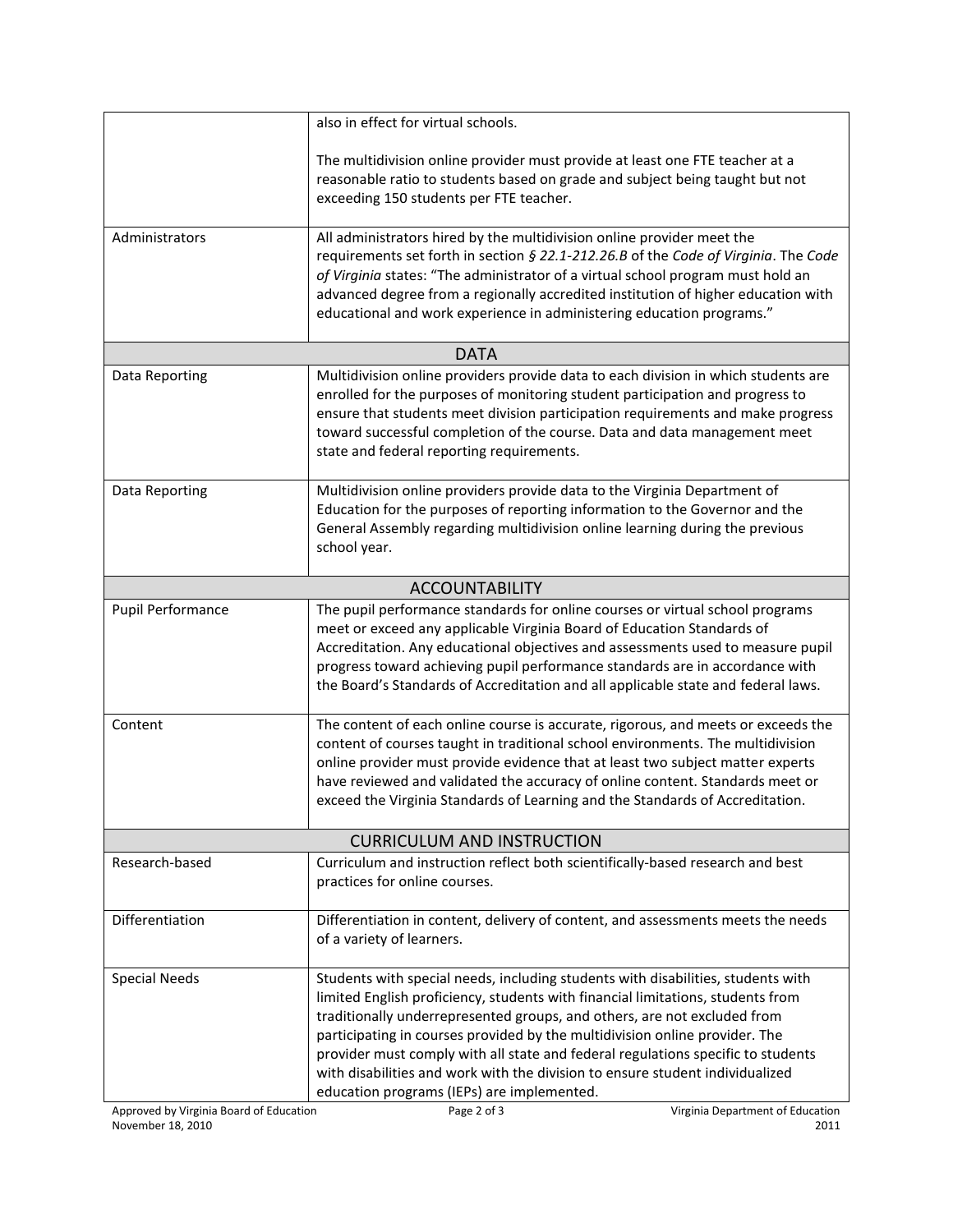| | |
|---|---|
| | also in effect for virtual schools.<br><br>The multidivision online provider must provide at least one FTE teacher at a reasonable ratio to students based on grade and subject being taught but not exceeding 150 students per FTE teacher. |
| Administrators | All administrators hired by the multidivision online provider meet the requirements set forth in section *§ 22.1-212.26.B* of the *Code of Virginia*. The *Code of Virginia* states: "The administrator of a virtual school program must hold an advanced degree from a regionally accredited institution of higher education with educational and work experience in administering education programs." |
| **DATA** | |
| Data Reporting | Multidivision online providers provide data to each division in which students are enrolled for the purposes of monitoring student participation and progress to ensure that students meet division participation requirements and make progress toward successful completion of the course. Data and data management meet state and federal reporting requirements. |
| Data Reporting | Multidivision online providers provide data to the Virginia Department of Education for the purposes of reporting information to the Governor and the General Assembly regarding multidivision online learning during the previous school year. |
| **ACCOUNTABILITY** | |
| Pupil Performance | The pupil performance standards for online courses or virtual school programs meet or exceed any applicable Virginia Board of Education Standards of Accreditation. Any educational objectives and assessments used to measure pupil progress toward achieving pupil performance standards are in accordance with the Board's Standards of Accreditation and all applicable state and federal laws. |
| Content | The content of each online course is accurate, rigorous, and meets or exceeds the content of courses taught in traditional school environments. The multidivision online provider must provide evidence that at least two subject matter experts have reviewed and validated the accuracy of online content. Standards meet or exceed the Virginia Standards of Learning and the Standards of Accreditation. |
| **CURRICULUM AND INSTRUCTION** | |
| Research-based | Curriculum and instruction reflect both scientifically-based research and best practices for online courses. |
| Differentiation | Differentiation in content, delivery of content, and assessments meets the needs of a variety of learners. |
| Special Needs | Students with special needs, including students with disabilities, students with limited English proficiency, students with financial limitations, students from traditionally underrepresented groups, and others, are not excluded from participating in courses provided by the multidivision online provider. The provider must comply with all state and federal regulations specific to students with disabilities and work with the division to ensure student individualized education programs (IEPs) are implemented. |

Approved by Virginia Board of Education November 18, 2010

Virginia Department of Education 2011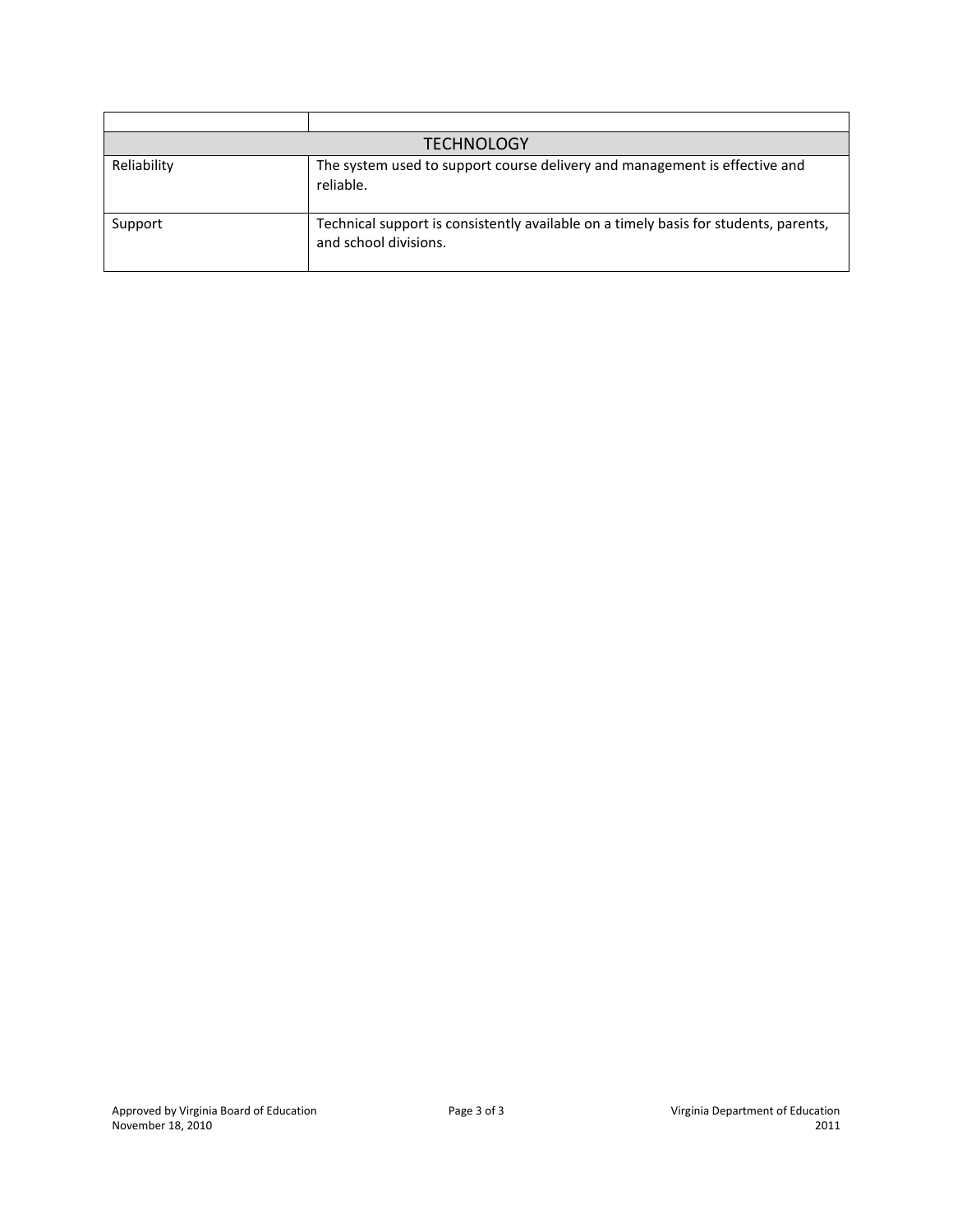| | |
|---|---|
| TECHNOLOGY | |
| Reliability | The system used to support course delivery and management is effective and reliable. |
| Support | Technical support is consistently available on a timely basis for students, parents, and school divisions. |

Approved by Virginia Board of Education
November 18, 2010

Virginia Department of Education
2011